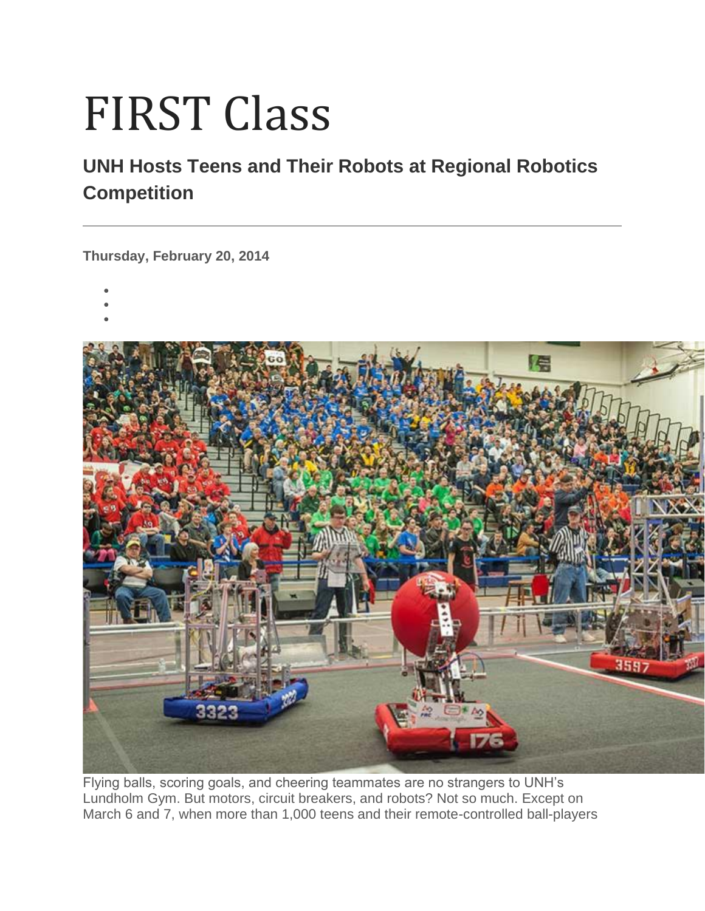# FIRST Class

## UNH Hosts Teens and Their Robots at Regional Robotics Competition

**Thursday, February 20, 2014**

Flying balls, scoring goals, and cheering teammates are no strangers to UNH's Lundholm Gym. But motors, circuit breakers, and robots? Not so much. Except on March 6 and 7, when more than 1,000 teens and their remote-controlled ball-players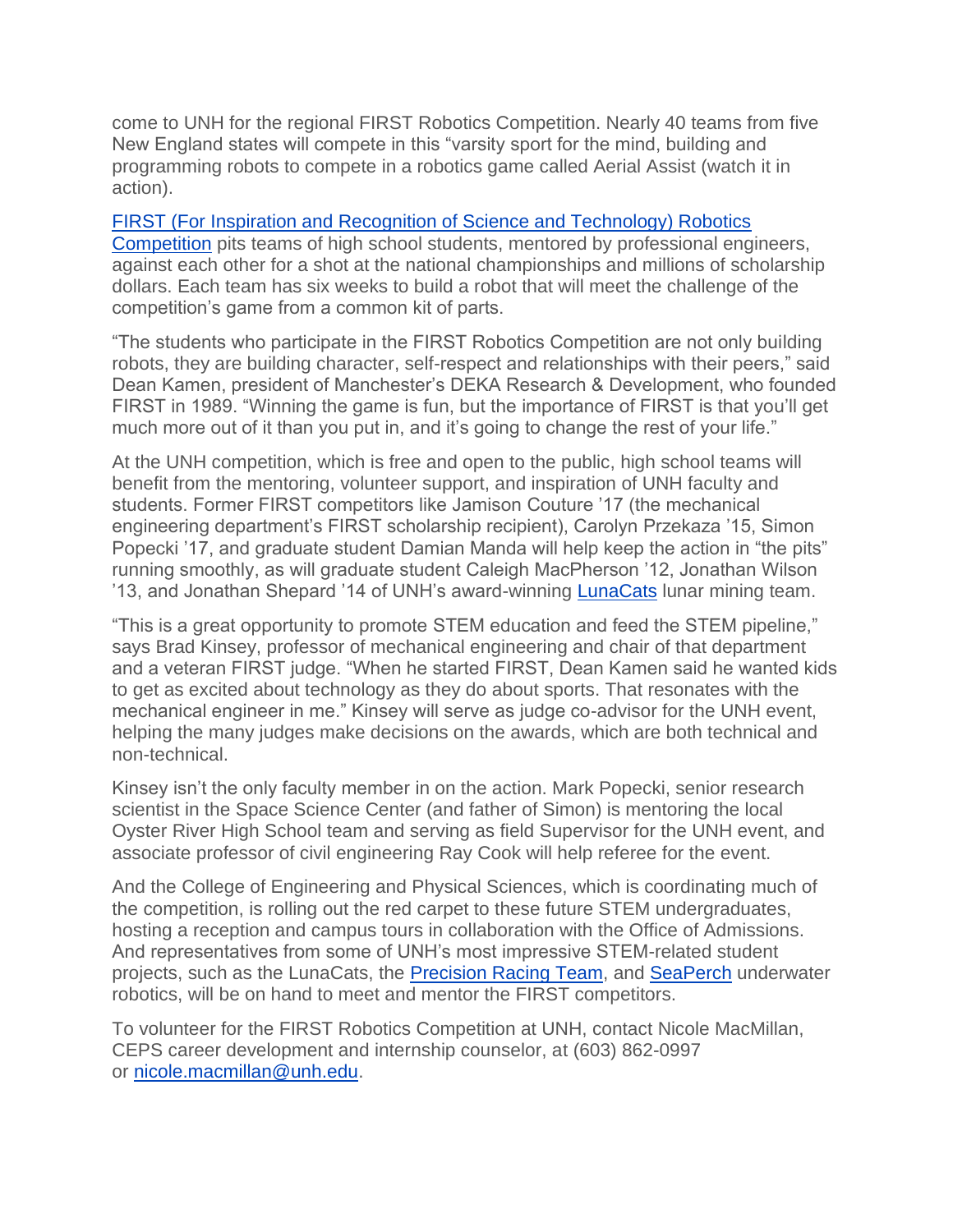come to UNH for the regional FIRST Robotics Competition. Nearly 40 teams from five New England states will compete in this "varsity sport for the mind, building and programming robots to compete in a robotics game called Aerial Assist (watch it in action).

[FIRST (For Inspiration and Recognition of Science and Technology) Robotics Competition](#) pits teams of high school students, mentored by professional engineers, against each other for a shot at the national championships and millions of scholarship dollars. Each team has six weeks to build a robot that will meet the challenge of the competition's game from a common kit of parts.

"The students who participate in the FIRST Robotics Competition are not only building robots, they are building character, self-respect and relationships with their peers," said Dean Kamen, president of Manchester's DEKA Research & Development, who founded FIRST in 1989. "Winning the game is fun, but the importance of FIRST is that you'll get much more out of it than you put in, and it's going to change the rest of your life."

At the UNH competition, which is free and open to the public, high school teams will benefit from the mentoring, volunteer support, and inspiration of UNH faculty and students. Former FIRST competitors like Jamison Couture '17 (the mechanical engineering department's FIRST scholarship recipient), Carolyn Przekaza '15, Simon Popecki '17, and graduate student Damian Manda will help keep the action in "the pits" running smoothly, as will graduate student Caleigh MacPherson '12, Jonathan Wilson '13, and Jonathan Shepard '14 of UNH's award-winning [LunaCats](#) lunar mining team.

"This is a great opportunity to promote STEM education and feed the STEM pipeline," says Brad Kinsey, professor of mechanical engineering and chair of that department and a veteran FIRST judge. "When he started FIRST, Dean Kamen said he wanted kids to get as excited about technology as they do about sports. That resonates with the mechanical engineer in me." Kinsey will serve as judge co-advisor for the UNH event, helping the many judges make decisions on the awards, which are both technical and non-technical.

Kinsey isn't the only faculty member in on the action. Mark Popecki, senior research scientist in the Space Science Center (and father of Simon) is mentoring the local Oyster River High School team and serving as field Supervisor for the UNH event, and associate professor of civil engineering Ray Cook will help referee for the event.

And the College of Engineering and Physical Sciences, which is coordinating much of the competition, is rolling out the red carpet to these future STEM undergraduates, hosting a reception and campus tours in collaboration with the Office of Admissions. And representatives from some of UNH's most impressive STEM-related student projects, such as the LunaCats, the [Precision Racing Team](#), and [SeaPerch](#) underwater robotics, will be on hand to meet and mentor the FIRST competitors.

To volunteer for the FIRST Robotics Competition at UNH, contact Nicole MacMillan, CEPS career development and internship counselor, at (603) 862-0997 or [nicole.macmillan@unh.edu](mailto:nicole.macmillan@unh.edu).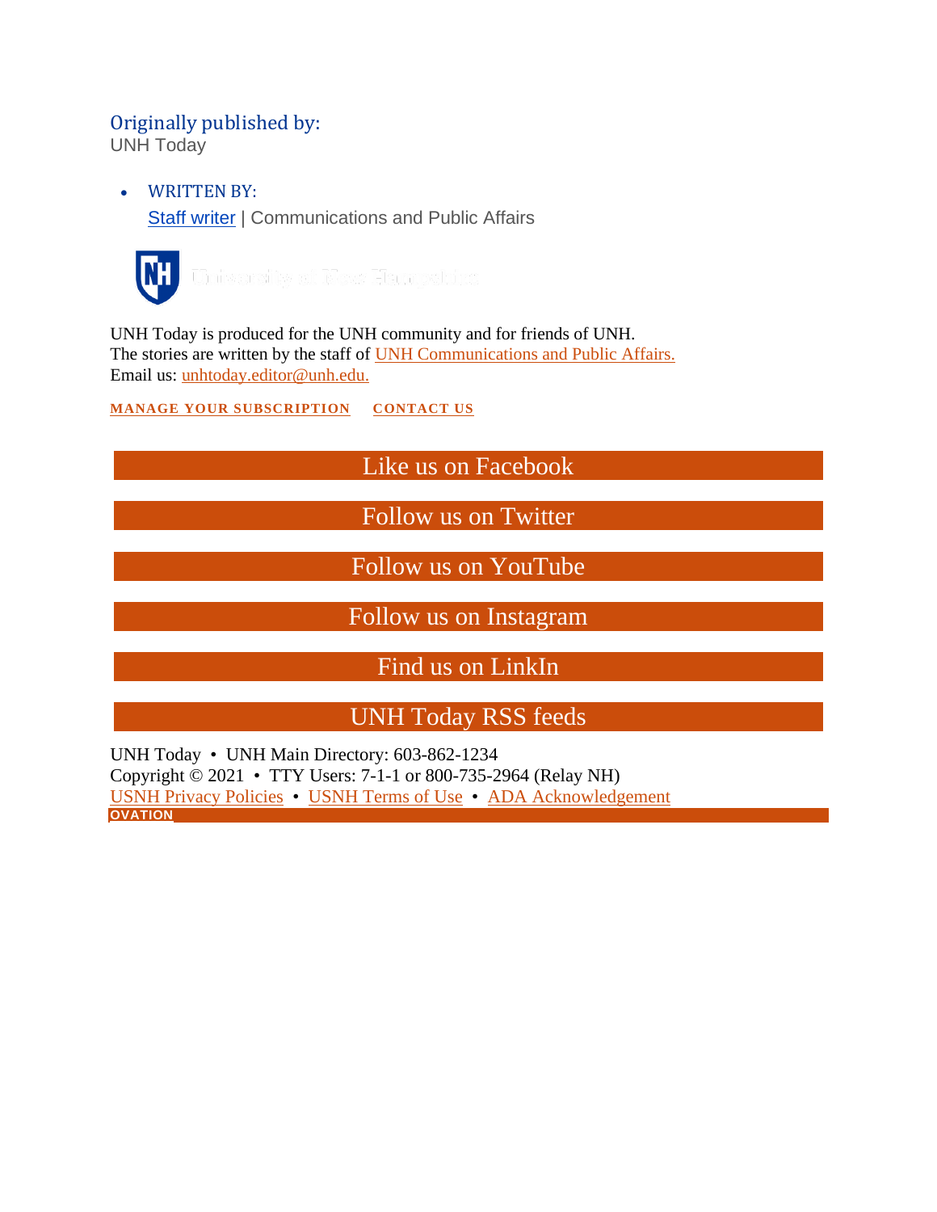Originally published by:
UNH Today

- WRITTEN BY:
  Staff writer | Communications and Public Affairs

UNH Today is produced for the UNH community and for friends of UNH.
The stories are written by the staff of UNH Communications and Public Affairs.
Email us: unhtoday.editor@unh.edu.

**MANAGE YOUR SUBSCRIPTION** **CONTACT US**

Like us on Facebook

Follow us on Twitter

Follow us on YouTube

Follow us on Instagram

Find us on LinkIn

UNH Today RSS feeds

UNH Today • UNH Main Directory: 603-862-1234
Copyright © 2021 • TTY Users: 7-1-1 or 800-735-2964 (Relay NH)
USNH Privacy Policies • USNH Terms of Use • ADA Acknowledgement

**OVATION**